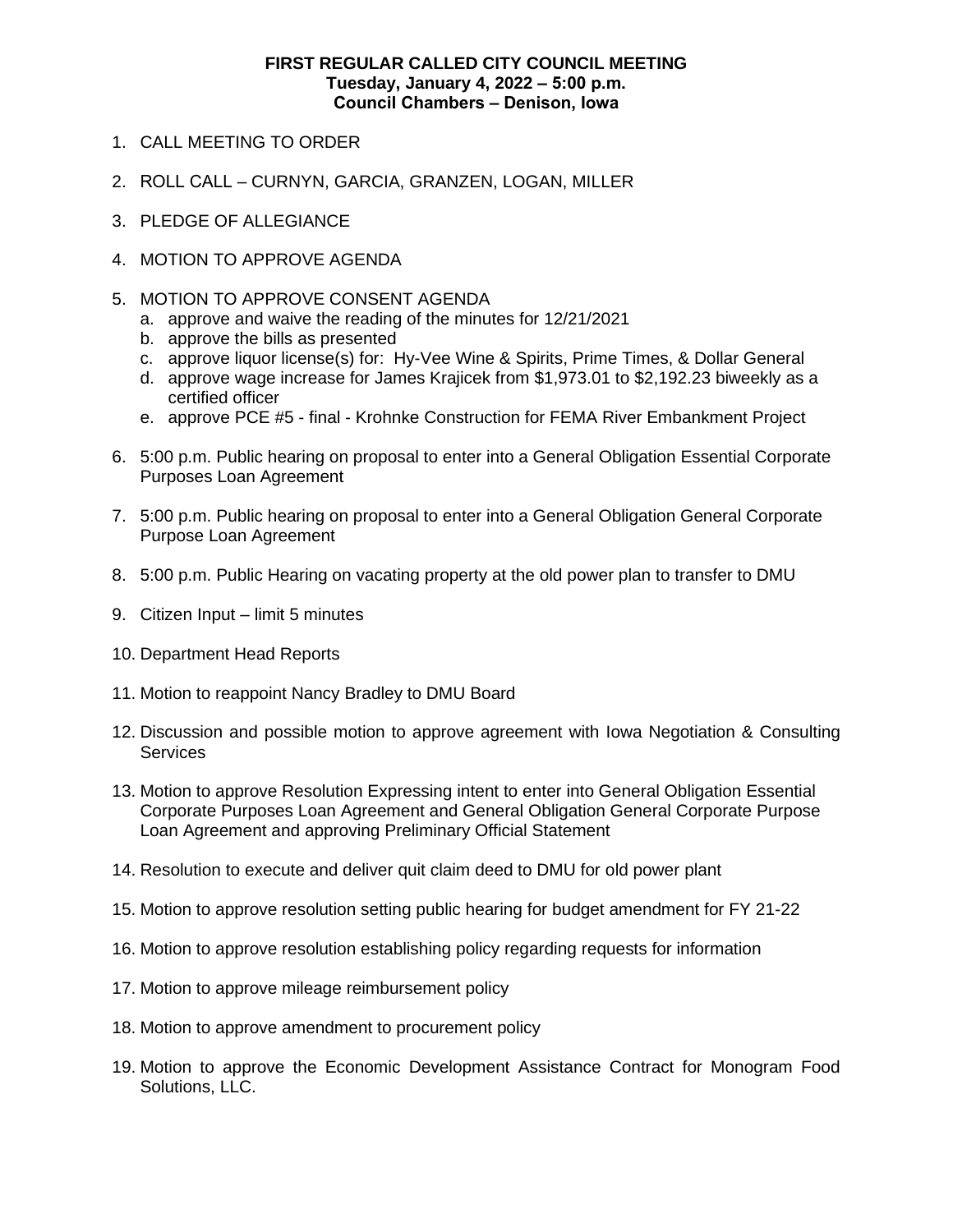**FIRST REGULAR CALLED CITY COUNCIL MEETING**
**Tuesday, January 4, 2022 – 5:00 p.m.**
**Council Chambers – Denison, Iowa**

1. CALL MEETING TO ORDER

2. ROLL CALL – CURNYN, GARCIA, GRANZEN, LOGAN, MILLER

3. PLEDGE OF ALLEGIANCE

4. MOTION TO APPROVE AGENDA

5. MOTION TO APPROVE CONSENT AGENDA
   a. approve and waive the reading of the minutes for 12/21/2021
   b. approve the bills as presented
   c. approve liquor license(s) for: Hy-Vee Wine & Spirits, Prime Times, & Dollar General
   d. approve wage increase for James Krajicek from $1,973.01 to $2,192.23 biweekly as a certified officer
   e. approve PCE #5 - final - Krohnke Construction for FEMA River Embankment Project

6. 5:00 p.m. Public hearing on proposal to enter into a General Obligation Essential Corporate Purposes Loan Agreement

7. 5:00 p.m. Public hearing on proposal to enter into a General Obligation General Corporate Purpose Loan Agreement

8. 5:00 p.m. Public Hearing on vacating property at the old power plan to transfer to DMU

9. Citizen Input – limit 5 minutes

10. Department Head Reports

11. Motion to reappoint Nancy Bradley to DMU Board

12. Discussion and possible motion to approve agreement with Iowa Negotiation & Consulting Services

13. Motion to approve Resolution Expressing intent to enter into General Obligation Essential Corporate Purposes Loan Agreement and General Obligation General Corporate Purpose Loan Agreement and approving Preliminary Official Statement

14. Resolution to execute and deliver quit claim deed to DMU for old power plant

15. Motion to approve resolution setting public hearing for budget amendment for FY 21-22

16. Motion to approve resolution establishing policy regarding requests for information

17. Motion to approve mileage reimbursement policy

18. Motion to approve amendment to procurement policy

19. Motion to approve the Economic Development Assistance Contract for Monogram Food Solutions, LLC.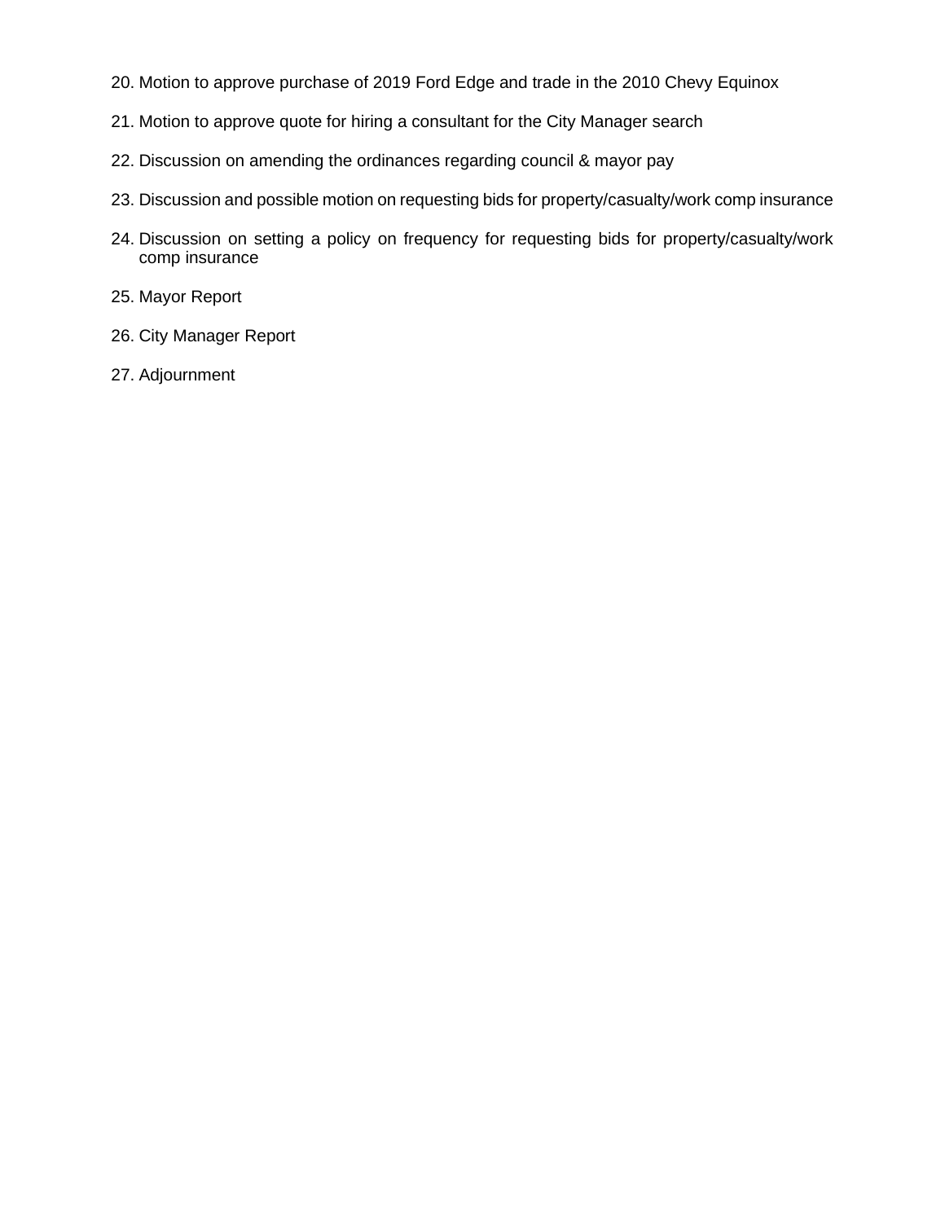20. Motion to approve purchase of 2019 Ford Edge and trade in the 2010 Chevy Equinox
21. Motion to approve quote for hiring a consultant for the City Manager search
22. Discussion on amending the ordinances regarding council & mayor pay
23. Discussion and possible motion on requesting bids for property/casualty/work comp insurance
24. Discussion on setting a policy on frequency for requesting bids for property/casualty/work comp insurance
25. Mayor Report
26. City Manager Report
27. Adjournment